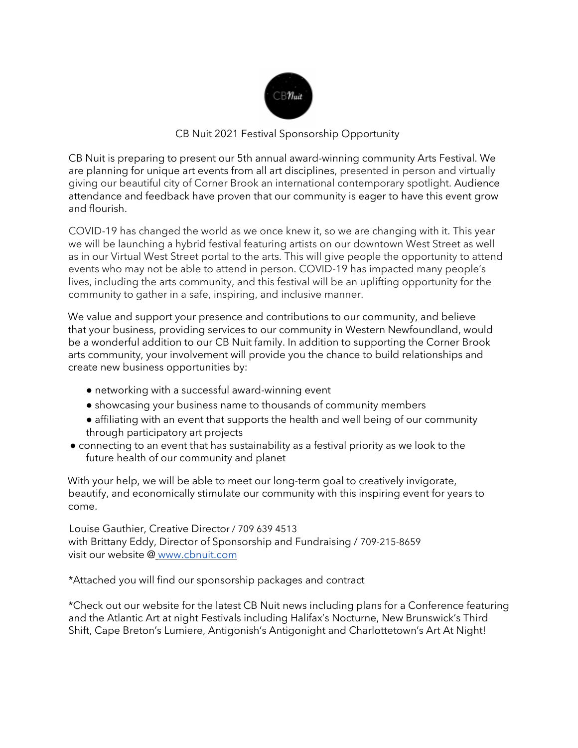CB Nuit 2021 Festival Sponsorship Opportunity

CB Nuit is preparing to present our 5th annual award-winning community Arts Festival. We are planning for unique art events from all art disciplines, presented in person and virtually giving our beautiful city of Corner Brook an international contemporary spotlight. Audience attendance and feedback have proven that our community is eager to have this event grow and flourish.

COVID-19 has changed the world as we once knew it, so we are changing with it. This year we will be launching a hybrid festival featuring artists on our downtown West Street as well as in our Virtual West Street portal to the arts. This will give people the opportunity to attend events who may not be able to attend in person. COVID-19 has impacted many people's lives, including the arts community, and this festival will be an uplifting opportunity for the community to gather in a safe, inspiring, and inclusive manner.

We value and support your presence and contributions to our community, and believe that your business, providing services to our community in Western Newfoundland, would be a wonderful addition to our CB Nuit family. In addition to supporting the Corner Brook arts community, your involvement will provide you the chance to build relationships and create new business opportunities by:

- networking with a successful award-winning event
- showcasing your business name to thousands of community members
- affiliating with an event that supports the health and well being of our community through participatory art projects
- connecting to an event that has sustainability as a festival priority as we look to the future health of our community and planet

With your help, we will be able to meet our long-term goal to creatively invigorate, beautify, and economically stimulate our community with this inspiring event for years to come.

Louise Gauthier, Creative Director / 709 639 4513
with Brittany Eddy, Director of Sponsorship and Fundraising / 709-215-8659
visit our website @ www.cbnuit.com

*Attached you will find our sponsorship packages and contract

*Check out our website for the latest CB Nuit news including plans for a Conference featuring and the Atlantic Art at night Festivals including Halifax's Nocturne, New Brunswick's Third Shift, Cape Breton's Lumiere, Antigonish's Antigonight and Charlottetown's Art At Night!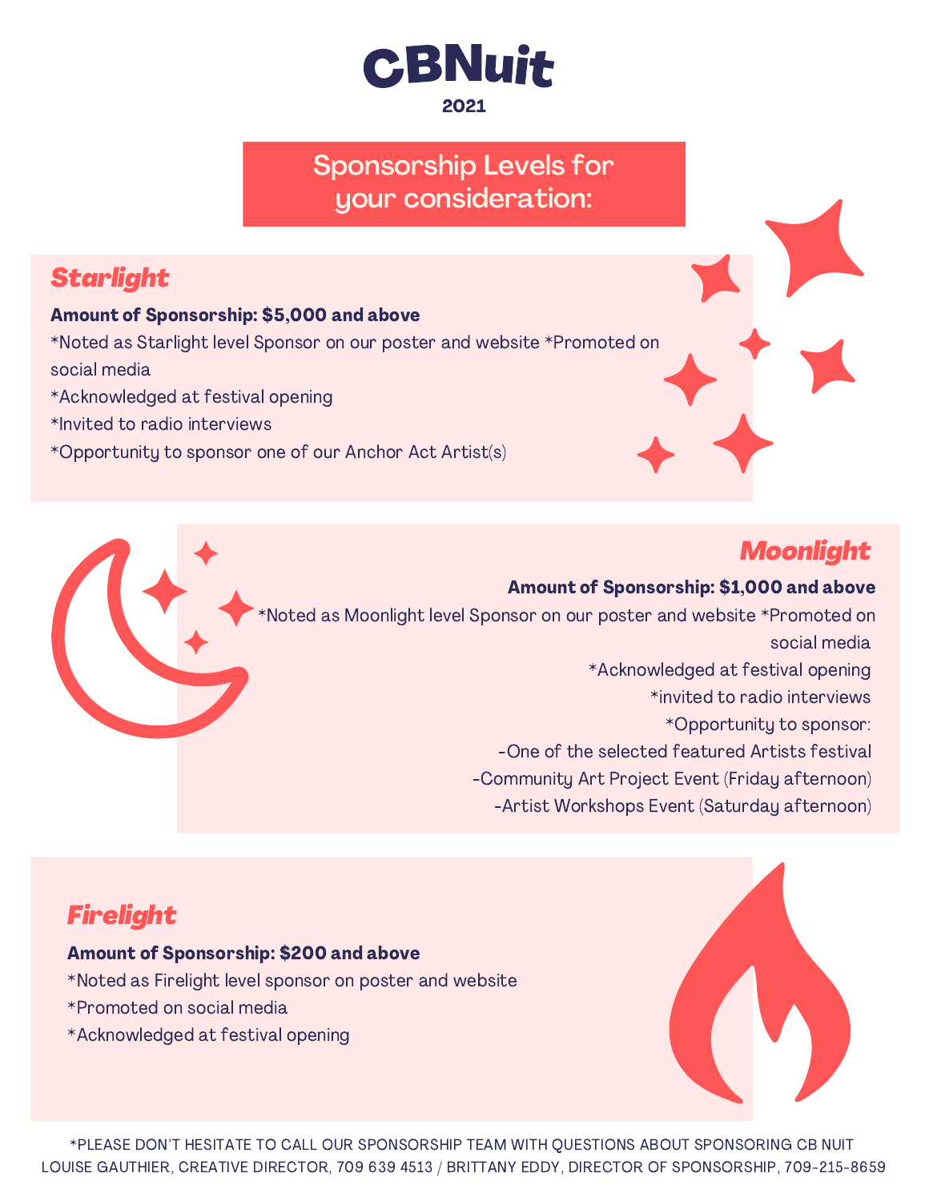# CBNuit

2021

## Sponsorship Levels for your consideration:

### *Starlight*

**Amount of Sponsorship: $5,000 and above**

*Noted as Starlight level Sponsor on our poster and website *Promoted on social media

*Acknowledged at festival opening

*Invited to radio interviews

*Opportunity to sponsor one of our Anchor Act Artist(s)

### *Moonlight*

**Amount of Sponsorship: $1,000 and above**

*Noted as Moonlight level Sponsor on our poster and website *Promoted on social media

*Acknowledged at festival opening

*invited to radio interviews

*Opportunity to sponsor:

-One of the selected featured Artists festival

-Community Art Project Event (Friday afternoon)

-Artist Workshops Event (Saturday afternoon)

### *Firelight*

**Amount of Sponsorship: $200 and above**

*Noted as Firelight level sponsor on poster and website

*Promoted on social media

*Acknowledged at festival opening

*PLEASE DON'T HESITATE TO CALL OUR SPONSORSHIP TEAM WITH QUESTIONS ABOUT SPONSORING CB NUIT
LOUISE GAUTHIER, CREATIVE DIRECTOR, 709 639 4513 / BRITTANY EDDY, DIRECTOR OF SPONSORSHIP, 709-215-8659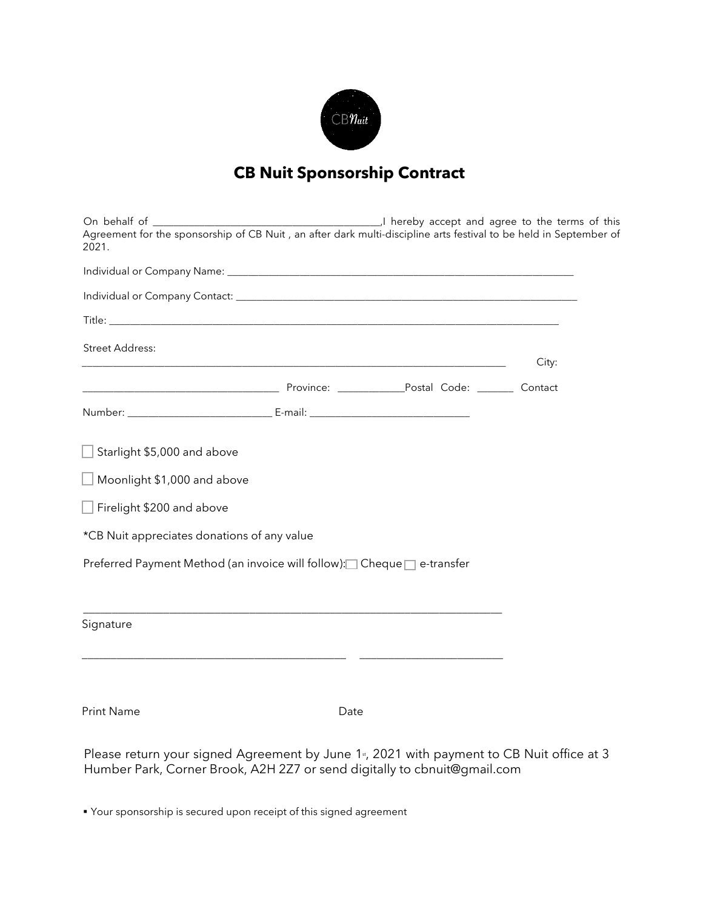# CB Nuit Sponsorship Contract

On behalf of ________________________________________,I hereby accept and agree to the terms of this Agreement for the sponsorship of CB Nuit , an after dark multi-discipline arts festival to be held in September of 2021.

Individual or Company Name: ______________________________________________________________

Individual or Company Contact: ____________________________________________________________

Title: _________________________________________________________________________________

Street Address: ___________________________________________________________________________ City: ____________________________________ Province: ____________Postal Code: _______ Contact Number: ___________________________ E-mail: ______________________________

- [ ] Starlight $5,000 and above
- [ ] Moonlight $1,000 and above
- [ ] Firelight $200 and above

*CB Nuit appreciates donations of any value

Preferred Payment Method (an invoice will follow): ☐ Cheque ☐ e-transfer

_____________________________________________________________________________

Signature

_______________________________________________ __________________________

Print Name Date

Please return your signed Agreement by June 1st, 2021 with payment to CB Nuit office at 3 Humber Park, Corner Brook, A2H 2Z7 or send digitally to cbnuit@gmail.com

- Your sponsorship is secured upon receipt of this signed agreement